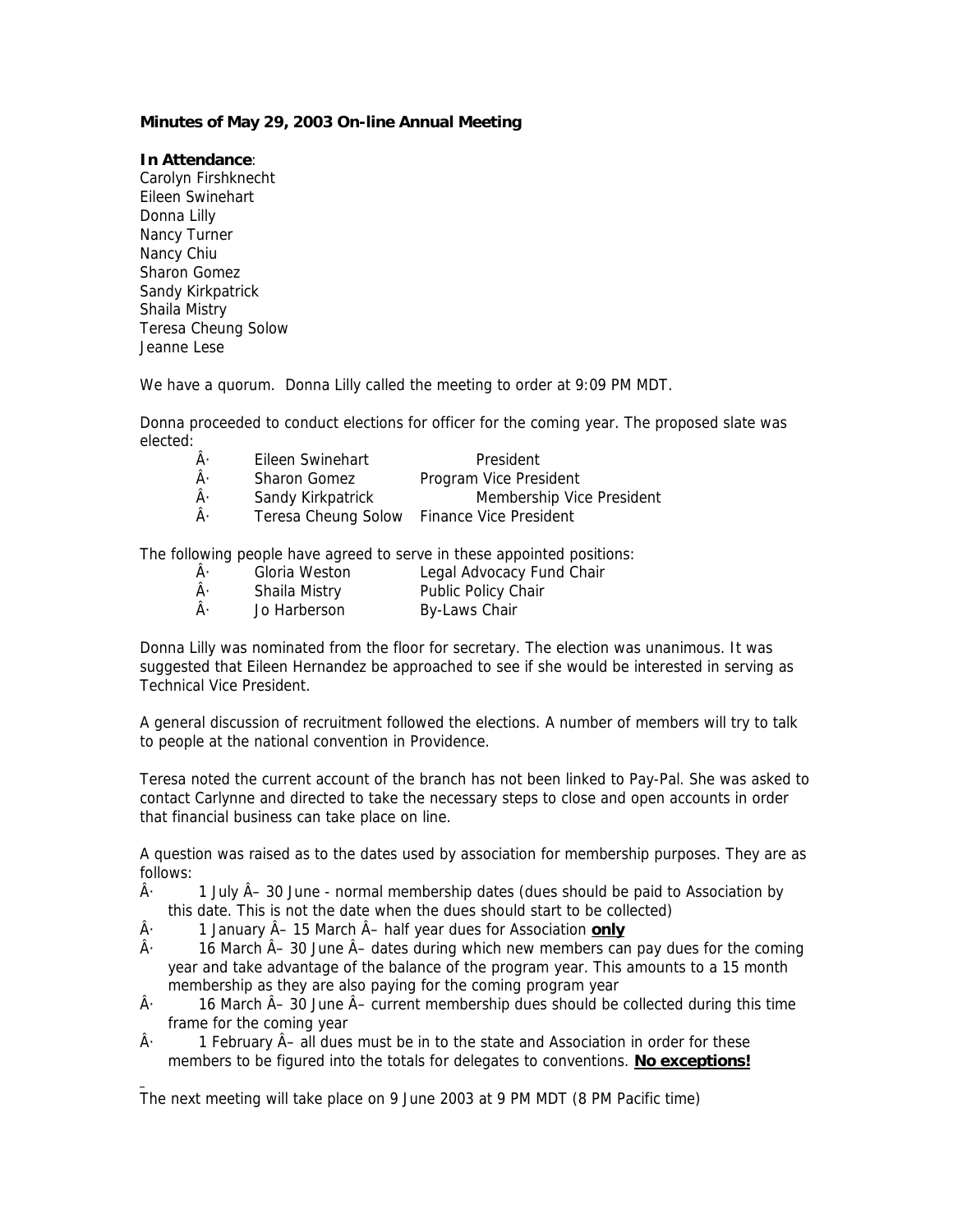**Minutes of May 29, 2003 On-line Annual Meeting**

**In Attendance**:
Carolyn Firshknecht
Eileen Swinehart
Donna Lilly
Nancy Turner
Nancy Chiu
Sharon Gomez
Sandy Kirkpatrick
Shaila Mistry
Teresa Cheung Solow
Jeanne Lese

We have a quorum. Donna Lilly called the meeting to order at 9:09 PM MDT.

Donna proceeded to conduct elections for officer for the coming year. The proposed slate was elected:

- Eileen Swinehart — President
- Sharon Gomez — Program Vice President
- Sandy Kirkpatrick — Membership Vice President
- Teresa Cheung Solow — Finance Vice President

The following people have agreed to serve in these appointed positions:

- Gloria Weston — Legal Advocacy Fund Chair
- Shaila Mistry — Public Policy Chair
- Jo Harberson — By-Laws Chair

Donna Lilly was nominated from the floor for secretary. The election was unanimous. It was suggested that Eileen Hernandez be approached to see if she would be interested in serving as Technical Vice President.

A general discussion of recruitment followed the elections. A number of members will try to talk to people at the national convention in Providence.

Teresa noted the current account of the branch has not been linked to Pay-Pal. She was asked to contact Carlynne and directed to take the necessary steps to close and open accounts in order that financial business can take place on line.

A question was raised as to the dates used by association for membership purposes. They are as follows:

- 1 July – 30 June - normal membership dates (dues should be paid to Association by this date. This is not the date when the dues should start to be collected)
- 1 January – 15 March – half year dues for Association **only**
- 16 March – 30 June – dates during which new members can pay dues for the coming year and take advantage of the balance of the program year. This amounts to a 15 month membership as they are also paying for the coming program year
- 16 March – 30 June – current membership dues should be collected during this time frame for the coming year
- 1 February – all dues must be in to the state and Association in order for these members to be figured into the totals for delegates to conventions. **No exceptions!**

The next meeting will take place on 9 June 2003 at 9 PM MDT (8 PM Pacific time)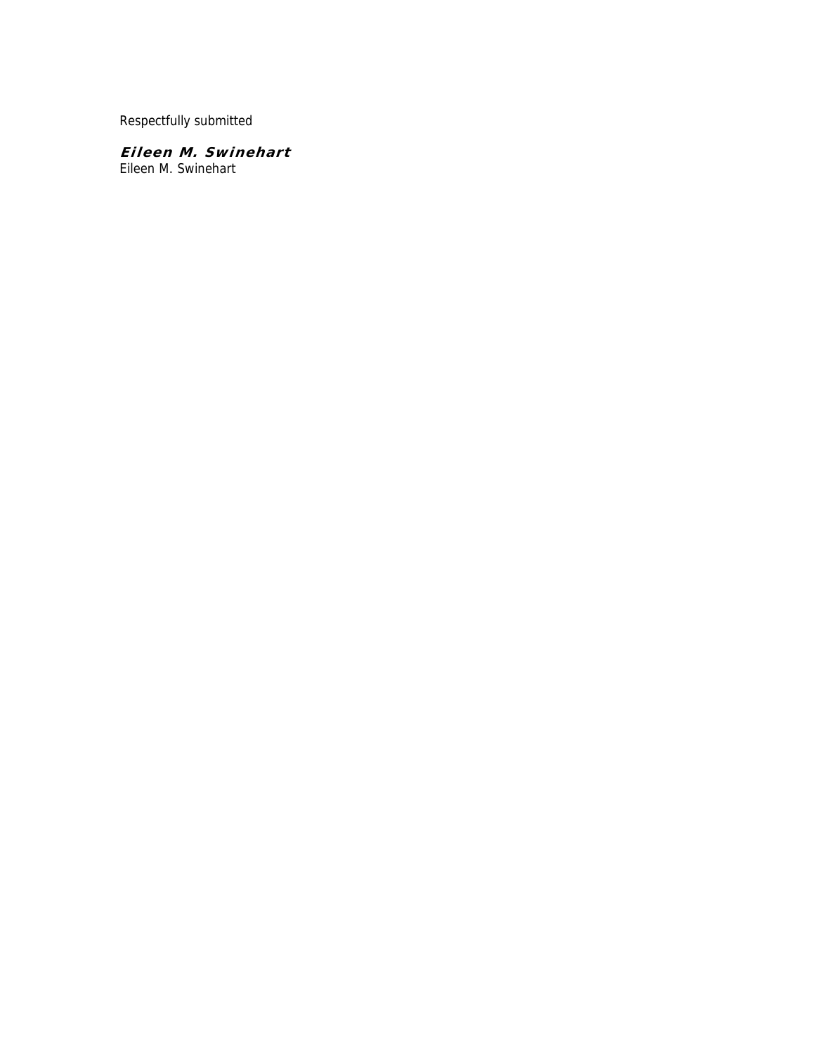Respectfully submitted

***Eileen M. Swinehart***
Eileen M. Swinehart